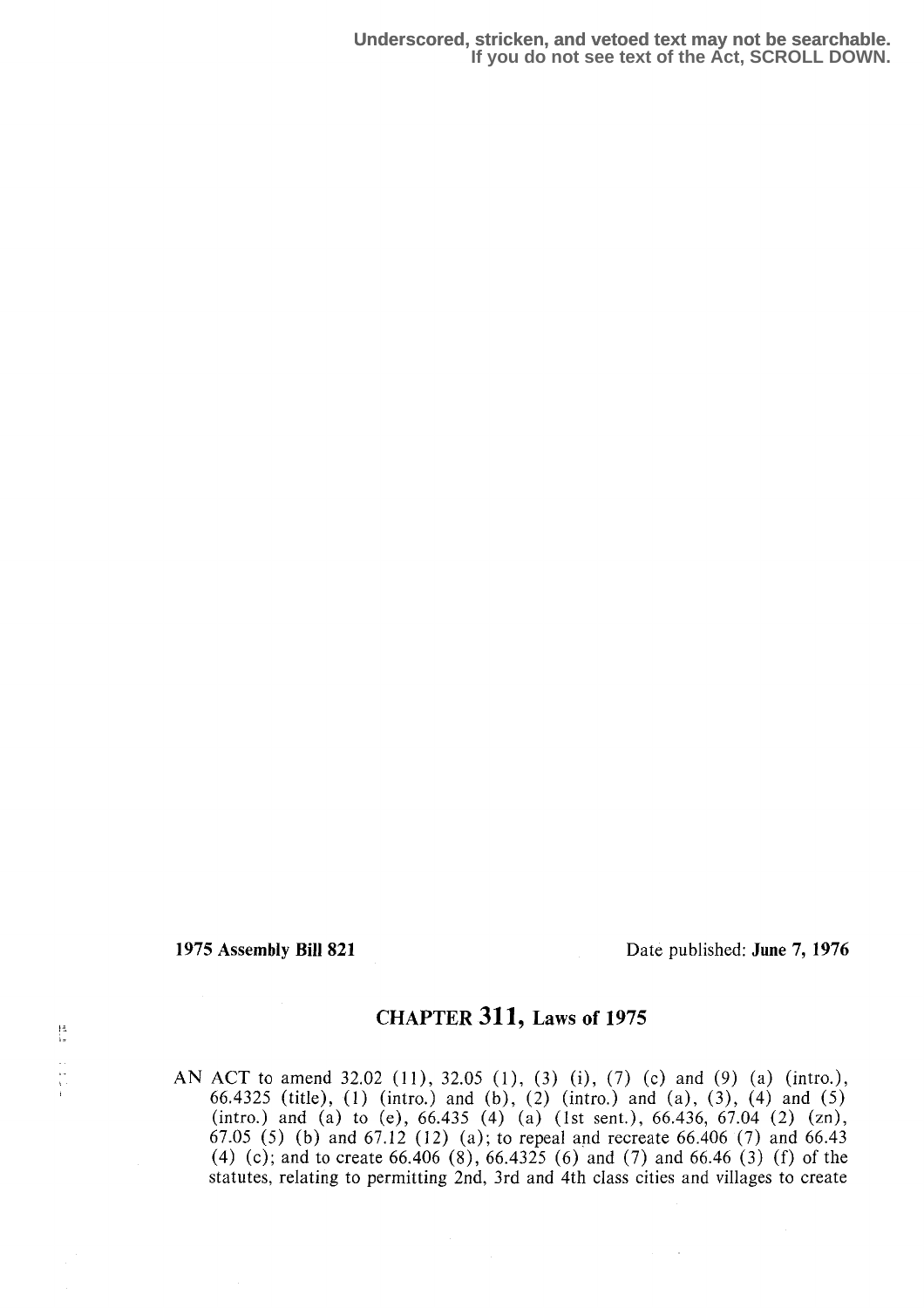**Underscored, stricken, and vetoed text may not be searchable. If you do not see text of the Act, SCROLL DOWN.**

**1975 Assembly Bill 821** Date published: **June 7, 1976**

## CHAPTER 311, Laws of 1975

AN ACT to amend 32.02 (11), 32.05 (1), (3) (i), (7) (c) and (9) (a) (intro.), 66.4325 (title), (1) (intro.) and (b), (2) (intro.) and (a), (3), (4) and (5) (intro.) and (a) to (e), 66.435 (4) (a) (1st sent.), 66.436, 67.04 (2) (zn), 67.05 (5) (b) and 67.12 (12) (a); to repeal and recreate 66.406 (7) and 66.43 (4) (c); and to create 66.406 (8), 66.4325 (6) and (7) and 66.46 (3) (f) of the statutes, relating to permitting 2nd, 3rd and 4th class cities and villages to create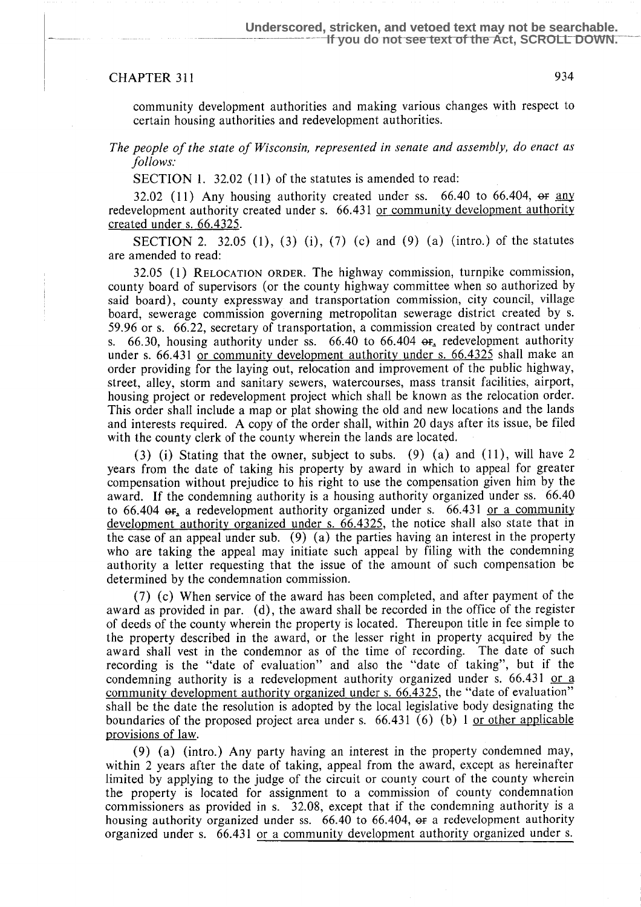community development authorities and making various changes with respect to certain housing authorities and redevelopment authorities.

*The people of the state of Wisconsin, represented in senate and assembly, do enact as follows:*

SECTION 1. 32.02 (11) of the statutes is amended to read:

32.02 (11) Any housing authority created under ss. 66.40 to 66.404, ~~or~~ any redevelopment authority created under s. 66.431 or community development authority created under s. 66.4325.

SECTION 2. 32.05 (1), (3) (i), (7) (c) and (9) (a) (intro.) of the statutes are amended to read:

32.05 (1) RELOCATION ORDER. The highway commission, turnpike commission, county board of supervisors (or the county highway committee when so authorized by said board), county expressway and transportation commission, city council, village board, sewerage commission governing metropolitan sewerage district created by s. 59.96 or s. 66.22, secretary of transportation, a commission created by contract under s. 66.30, housing authority under ss. 66.40 to 66.404 ~~or~~, redevelopment authority under s. 66.431 or community development authority under s. 66.4325 shall make an order providing for the laying out, relocation and improvement of the public highway, street, alley, storm and sanitary sewers, watercourses, mass transit facilities, airport, housing project or redevelopment project which shall be known as the relocation order. This order shall include a map or plat showing the old and new locations and the lands and interests required. A copy of the order shall, within 20 days after its issue, be filed with the county clerk of the county wherein the lands are located.

(3) (i) Stating that the owner, subject to subs. (9) (a) and (11), will have 2 years from the date of taking his property by award in which to appeal for greater compensation without prejudice to his right to use the compensation given him by the award. If the condemning authority is a housing authority organized under ss. 66.40 to 66.404 ~~or~~, a redevelopment authority organized under s. 66.431 or a community development authority organized under s. 66.4325, the notice shall also state that in the case of an appeal under sub. (9) (a) the parties having an interest in the property who are taking the appeal may initiate such appeal by filing with the condemning authority a letter requesting that the issue of the amount of such compensation be determined by the condemnation commission.

(7) (c) When service of the award has been completed, and after payment of the award as provided in par. (d), the award shall be recorded in the office of the register of deeds of the county wherein the property is located. Thereupon title in fee simple to the property described in the award, or the lesser right in property acquired by the award shall vest in the condemnor as of the time of recording. The date of such recording is the "date of evaluation" and also the "date of taking", but if the condemning authority is a redevelopment authority organized under s. 66.431 or a community development authority organized under s. 66.4325, the "date of evaluation" shall be the date the resolution is adopted by the local legislative body designating the boundaries of the proposed project area under s. 66.431 (6) (b) 1 or other applicable provisions of law.

(9) (a) (intro.) Any party having an interest in the property condemned may, within 2 years after the date of taking, appeal from the award, except as hereinafter limited by applying to the judge of the circuit or county court of the county wherein the property is located for assignment to a commission of county condemnation commissioners as provided in s. 32.08, except that if the condemning authority is a housing authority organized under ss. 66.40 to 66.404, ~~or~~ a redevelopment authority organized under s. 66.431 or a community development authority organized under s.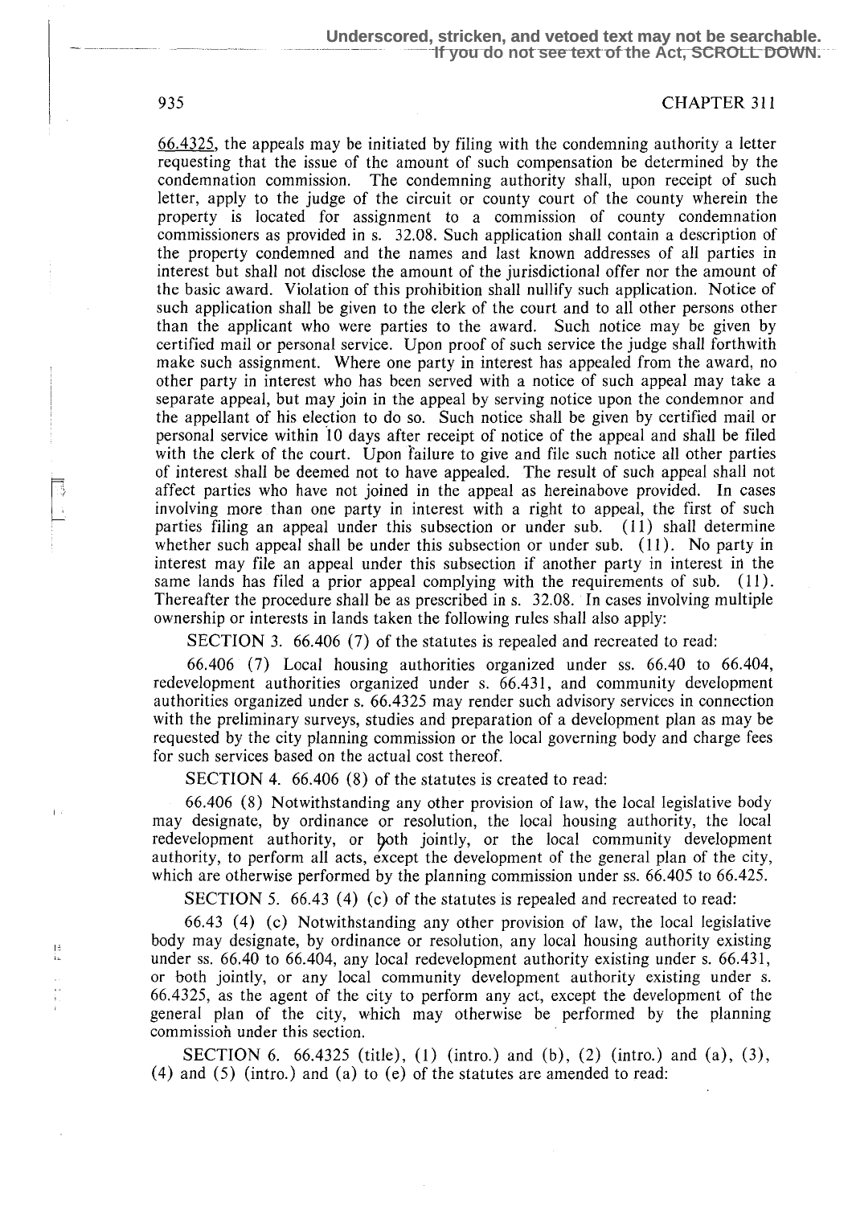66.4325, the appeals may be initiated by filing with the condemning authority a letter requesting that the issue of the amount of such compensation be determined by the condemnation commission. The condemning authority shall, upon receipt of such letter, apply to the judge of the circuit or county court of the county wherein the property is located for assignment to a commission of county condemnation commissioners as provided in s. 32.08. Such application shall contain a description of the property condemned and the names and last known addresses of all parties in interest but shall not disclose the amount of the jurisdictional offer nor the amount of the basic award. Violation of this prohibition shall nullify such application. Notice of such application shall be given to the clerk of the court and to all other persons other than the applicant who were parties to the award. Such notice may be given by certified mail or personal service. Upon proof of such service the judge shall forthwith make such assignment. Where one party in interest has appealed from the award, no other party in interest who has been served with a notice of such appeal may take a separate appeal, but may join in the appeal by serving notice upon the condemnor and the appellant of his election to do so. Such notice shall be given by certified mail or personal service within 10 days after receipt of notice of the appeal and shall be filed with the clerk of the court. Upon failure to give and file such notice all other parties of interest shall be deemed not to have appealed. The result of such appeal shall not affect parties who have not joined in the appeal as hereinabove provided. In cases involving more than one party in interest with a right to appeal, the first of such parties filing an appeal under this subsection or under sub. (11) shall determine whether such appeal shall be under this subsection or under sub. (11). No party in interest may file an appeal under this subsection if another party in interest in the same lands has filed a prior appeal complying with the requirements of sub. (11). Thereafter the procedure shall be as prescribed in s. 32.08. In cases involving multiple ownership or interests in lands taken the following rules shall also apply:

SECTION 3. 66.406 (7) of the statutes is repealed and recreated to read:

66.406 (7) Local housing authorities organized under ss. 66.40 to 66.404, redevelopment authorities organized under s. 66.431, and community development authorities organized under s. 66.4325 may render such advisory services in connection with the preliminary surveys, studies and preparation of a development plan as may be requested by the city planning commission or the local governing body and charge fees for such services based on the actual cost thereof.

SECTION 4. 66.406 (8) of the statutes is created to read:

66.406 (8) Notwithstanding any other provision of law, the local legislative body may designate, by ordinance or resolution, the local housing authority, the local redevelopment authority, or both jointly, or the local community development authority, to perform all acts, except the development of the general plan of the city, which are otherwise performed by the planning commission under ss. 66.405 to 66.425.

SECTION 5. 66.43 (4) (c) of the statutes is repealed and recreated to read:

66.43 (4) (c) Notwithstanding any other provision of law, the local legislative body may designate, by ordinance or resolution, any local housing authority existing under ss. 66.40 to 66.404, any local redevelopment authority existing under s. 66.431, or both jointly, or any local community development authority existing under s. 66.4325, as the agent of the city to perform any act, except the development of the general plan of the city, which may otherwise be performed by the planning commission under this section.

SECTION 6. 66.4325 (title), (1) (intro.) and (b), (2) (intro.) and (a), (3), (4) and (5) (intro.) and (a) to (e) of the statutes are amended to read: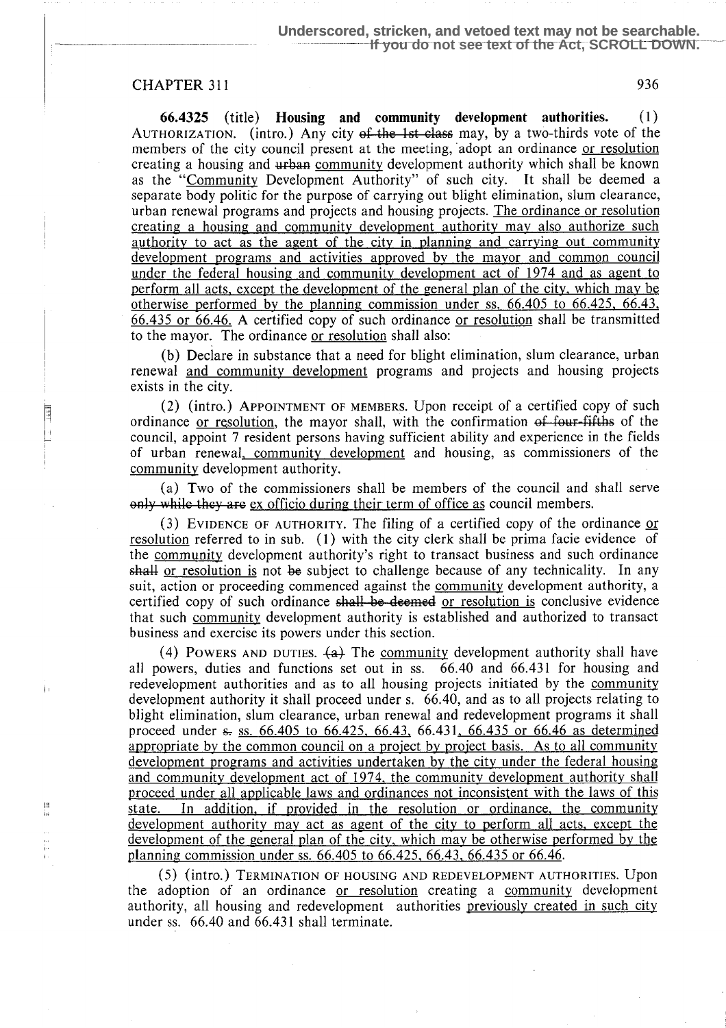CHAPTER 311

**66.4325** (title) **Housing and community development authorities.** (1) AUTHORIZATION. (intro.) Any city ~~of the 1st class~~ may, by a two-thirds vote of the members of the city council present at the meeting, adopt an ordinance or resolution creating a housing and ~~urban~~ community development authority which shall be known as the "Community Development Authority" of such city. It shall be deemed a separate body politic for the purpose of carrying out blight elimination, slum clearance, urban renewal programs and projects and housing projects. The ordinance or resolution creating a housing and community development authority may also authorize such authority to act as the agent of the city in planning and carrying out community development programs and activities approved by the mayor and common council under the federal housing and community development act of 1974 and as agent to perform all acts, except the development of the general plan of the city, which may be otherwise performed by the planning commission under ss. 66.405 to 66.425, 66.43, 66.435 or 66.46. A certified copy of such ordinance or resolution shall be transmitted to the mayor. The ordinance or resolution shall also:

(b) Declare in substance that a need for blight elimination, slum clearance, urban renewal and community development programs and projects and housing projects exists in the city.

(2) (intro.) APPOINTMENT OF MEMBERS. Upon receipt of a certified copy of such ordinance or resolution, the mayor shall, with the confirmation ~~of four-fifths~~ of the council, appoint 7 resident persons having sufficient ability and experience in the fields of urban renewal, community development and housing, as commissioners of the community development authority.

(a) Two of the commissioners shall be members of the council and shall serve ~~only while they are~~ ex officio during their term of office as council members.

(3) EVIDENCE OF AUTHORITY. The filing of a certified copy of the ordinance or resolution referred to in sub. (1) with the city clerk shall be prima facie evidence of the community development authority's right to transact business and such ordinance ~~shall~~ or resolution is not ~~be~~ subject to challenge because of any technicality. In any suit, action or proceeding commenced against the community development authority, a certified copy of such ordinance ~~shall be deemed~~ or resolution is conclusive evidence that such community development authority is established and authorized to transact business and exercise its powers under this section.

(4) POWERS AND DUTIES. ~~(a)~~ The community development authority shall have all powers, duties and functions set out in ss. 66.40 and 66.431 for housing and redevelopment authorities and as to all housing projects initiated by the community development authority it shall proceed under s. 66.40, and as to all projects relating to blight elimination, slum clearance, urban renewal and redevelopment programs it shall proceed under ~~s.~~ ss. 66.405 to 66.425, 66.43, 66.431, 66.435 or 66.46 as determined appropriate by the common council on a project by project basis. As to all community development programs and activities undertaken by the city under the federal housing and community development act of 1974, the community development authority shall proceed under all applicable laws and ordinances not inconsistent with the laws of this state. In addition, if provided in the resolution or ordinance, the community development authority may act as agent of the city to perform all acts, except the development of the general plan of the city, which may be otherwise performed by the planning commission under ss. 66.405 to 66.425, 66.43, 66.435 or 66.46.

(5) (intro.) TERMINATION OF HOUSING AND REDEVELOPMENT AUTHORITIES. Upon the adoption of an ordinance or resolution creating a community development authority, all housing and redevelopment authorities previously created in such city under ss. 66.40 and 66.431 shall terminate.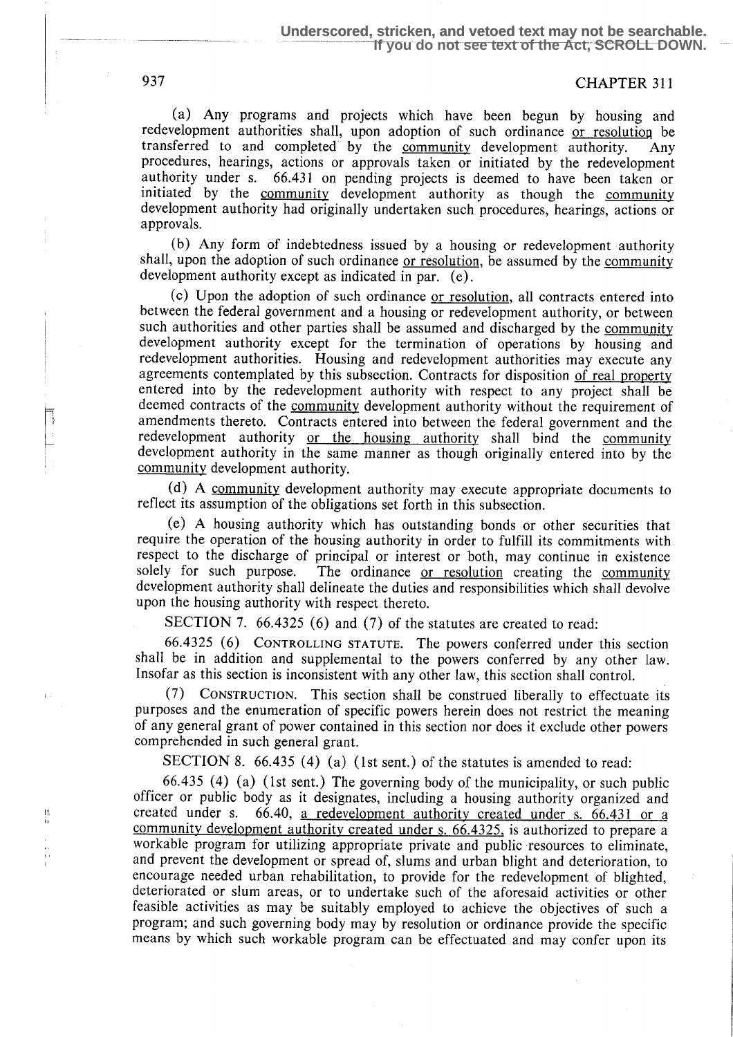(a) Any programs and projects which have been begun by housing and redevelopment authorities shall, upon adoption of such ordinance or resolution be transferred to and completed by the community development authority. Any procedures, hearings, actions or approvals taken or initiated by the redevelopment authority under s. 66.431 on pending projects is deemed to have been taken or initiated by the community development authority as though the community development authority had originally undertaken such procedures, hearings, actions or approvals.

(b) Any form of indebtedness issued by a housing or redevelopment authority shall, upon the adoption of such ordinance or resolution, be assumed by the community development authority except as indicated in par. (e).

(c) Upon the adoption of such ordinance or resolution, all contracts entered into between the federal government and a housing or redevelopment authority, or between such authorities and other parties shall be assumed and discharged by the community development authority except for the termination of operations by housing and redevelopment authorities. Housing and redevelopment authorities may execute any agreements contemplated by this subsection. Contracts for disposition of real property entered into by the redevelopment authority with respect to any project shall be deemed contracts of the community development authority without the requirement of amendments thereto. Contracts entered into between the federal government and the redevelopment authority or the housing authority shall bind the community development authority in the same manner as though originally entered into by the community development authority.

(d) A community development authority may execute appropriate documents to reflect its assumption of the obligations set forth in this subsection.

(e) A housing authority which has outstanding bonds or other securities that require the operation of the housing authority in order to fulfill its commitments with respect to the discharge of principal or interest or both, may continue in existence solely for such purpose. The ordinance or resolution creating the community development authority shall delineate the duties and responsibilities which shall devolve upon the housing authority with respect thereto.

SECTION 7. 66.4325 (6) and (7) of the statutes are created to read:

66.4325 (6) CONTROLLING STATUTE. The powers conferred under this section shall be in addition and supplemental to the powers conferred by any other law. Insofar as this section is inconsistent with any other law, this section shall control.

(7) CONSTRUCTION. This section shall be construed liberally to effectuate its purposes and the enumeration of specific powers herein does not restrict the meaning of any general grant of power contained in this section nor does it exclude other powers comprehended in such general grant.

SECTION 8. 66.435 (4) (a) (1st sent.) of the statutes is amended to read:

66.435 (4) (a) (1st sent.) The governing body of the municipality, or such public officer or public body as it designates, including a housing authority organized and created under s. 66.40, a redevelopment authority created under s. 66.431 or a community development authority created under s. 66.4325, is authorized to prepare a workable program for utilizing appropriate private and public resources to eliminate, and prevent the development or spread of, slums and urban blight and deterioration, to encourage needed urban rehabilitation, to provide for the redevelopment of blighted, deteriorated or slum areas, or to undertake such of the aforesaid activities or other feasible activities as may be suitably employed to achieve the objectives of such a program; and such governing body may by resolution or ordinance provide the specific means by which such workable program can be effectuated and may confer upon its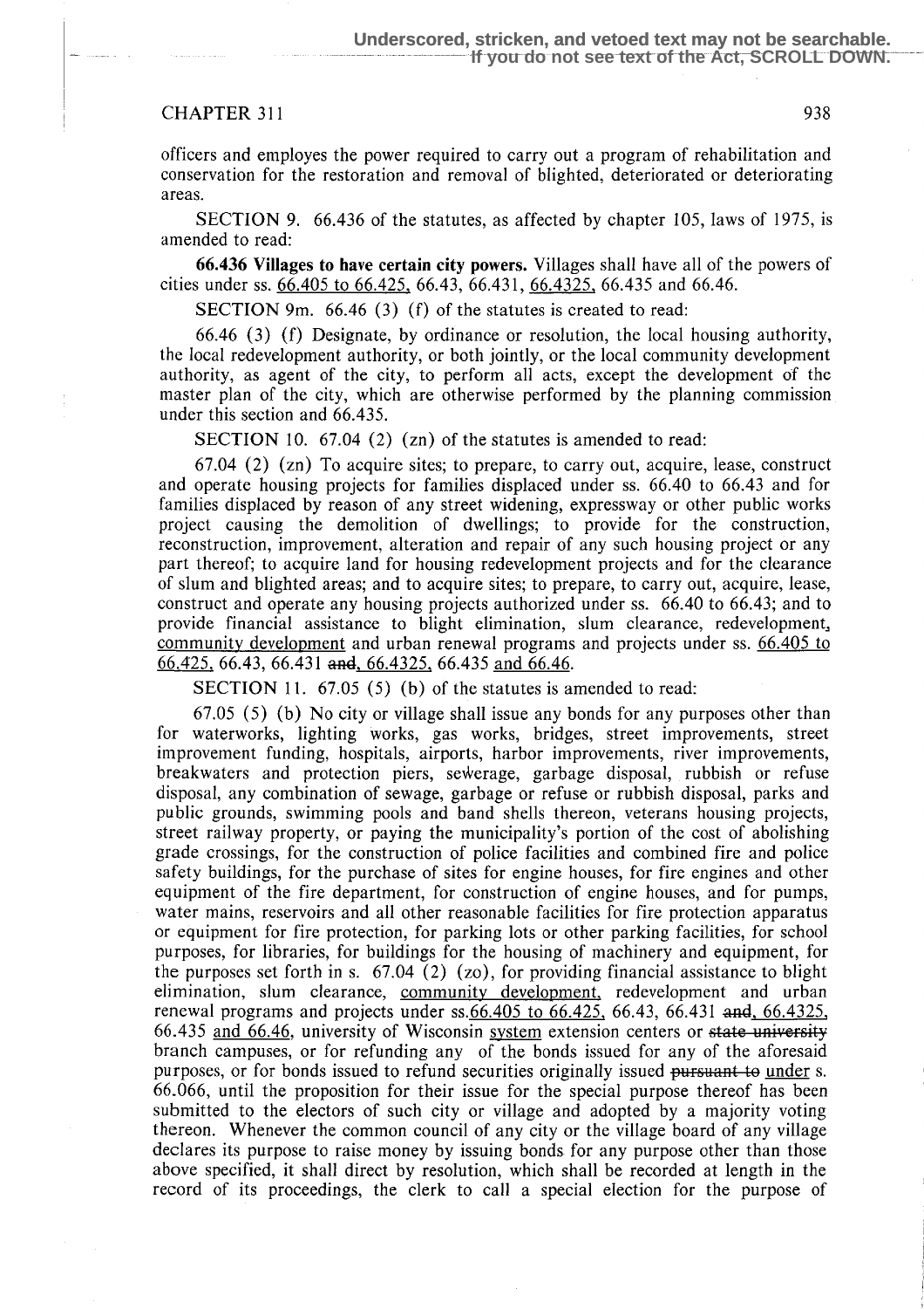officers and employes the power required to carry out a program of rehabilitation and conservation for the restoration and removal of blighted, deteriorated or deteriorating areas.

SECTION 9. 66.436 of the statutes, as affected by chapter 105, laws of 1975, is amended to read:

**66.436 Villages to have certain city powers.** Villages shall have all of the powers of cities under ss. 66.405 to 66.425, 66.43, 66.431, 66.4325, 66.435 and 66.46.

SECTION 9m. 66.46 (3) (f) of the statutes is created to read:

66.46 (3) (f) Designate, by ordinance or resolution, the local housing authority, the local redevelopment authority, or both jointly, or the local community development authority, as agent of the city, to perform all acts, except the development of the master plan of the city, which are otherwise performed by the planning commission under this section and 66.435.

SECTION 10. 67.04 (2) (zn) of the statutes is amended to read:

67.04 (2) (zn) To acquire sites; to prepare, to carry out, acquire, lease, construct and operate housing projects for families displaced under ss. 66.40 to 66.43 and for families displaced by reason of any street widening, expressway or other public works project causing the demolition of dwellings; to provide for the construction, reconstruction, improvement, alteration and repair of any such housing project or any part thereof; to acquire land for housing redevelopment projects and for the clearance of slum and blighted areas; and to acquire sites; to prepare, to carry out, acquire, lease, construct and operate any housing projects authorized under ss. 66.40 to 66.43; and to provide financial assistance to blight elimination, slum clearance, redevelopment, community development and urban renewal programs and projects under ss. 66.405 to 66.425, 66.43, 66.431 ~~and~~, 66.4325, 66.435 and 66.46.

SECTION 11. 67.05 (5) (b) of the statutes is amended to read:

67.05 (5) (b) No city or village shall issue any bonds for any purposes other than for waterworks, lighting works, gas works, bridges, street improvements, street improvement funding, hospitals, airports, harbor improvements, river improvements, breakwaters and protection piers, sewerage, garbage disposal, rubbish or refuse disposal, any combination of sewage, garbage or refuse or rubbish disposal, parks and public grounds, swimming pools and band shells thereon, veterans housing projects, street railway property, or paying the municipality's portion of the cost of abolishing grade crossings, for the construction of police facilities and combined fire and police safety buildings, for the purchase of sites for engine houses, for fire engines and other equipment of the fire department, for construction of engine houses, and for pumps, water mains, reservoirs and all other reasonable facilities for fire protection apparatus or equipment for fire protection, for parking lots or other parking facilities, for school purposes, for libraries, for buildings for the housing of machinery and equipment, for the purposes set forth in s. 67.04 (2) (zo), for providing financial assistance to blight elimination, slum clearance, community development, redevelopment and urban renewal programs and projects under ss.66.405 to 66.425, 66.43, 66.431 ~~and~~, 66.4325, 66.435 and 66.46, university of Wisconsin system extension centers or ~~state university~~ branch campuses, or for refunding any of the bonds issued for any of the aforesaid purposes, or for bonds issued to refund securities originally issued ~~pursuant to~~ under s. 66.066, until the proposition for their issue for the special purpose thereof has been submitted to the electors of such city or village and adopted by a majority voting thereon. Whenever the common council of any city or the village board of any village declares its purpose to raise money by issuing bonds for any purpose other than those above specified, it shall direct by resolution, which shall be recorded at length in the record of its proceedings, the clerk to call a special election for the purpose of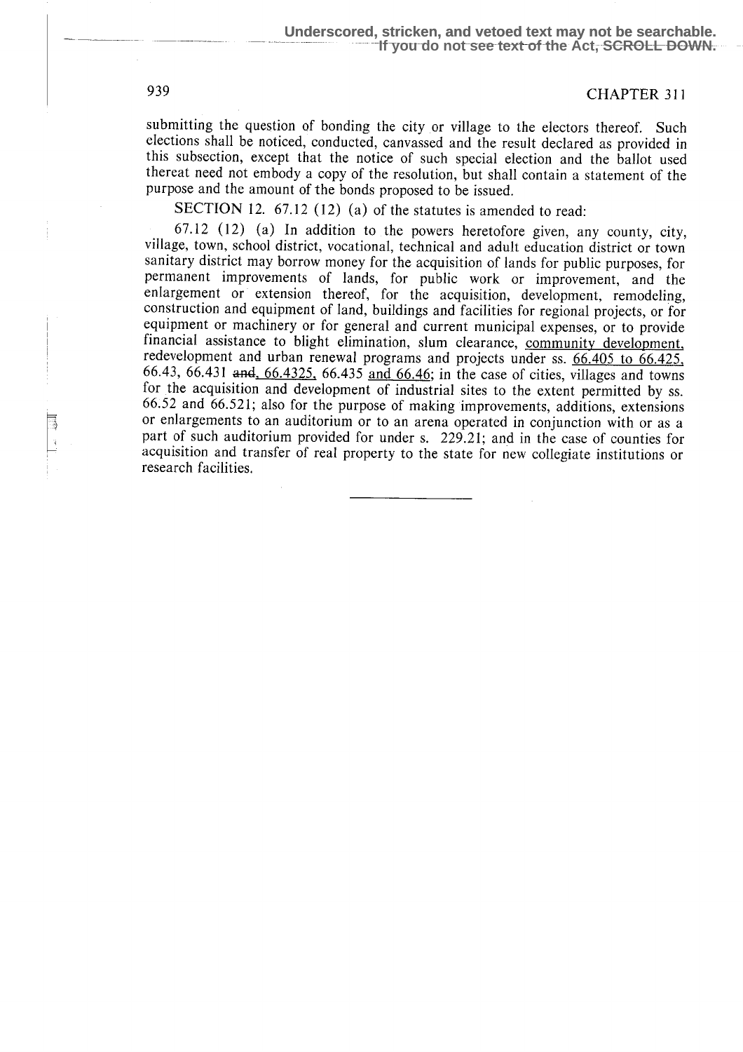submitting the question of bonding the city or village to the electors thereof. Such elections shall be noticed, conducted, canvassed and the result declared as provided in this subsection, except that the notice of such special election and the ballot used thereat need not embody a copy of the resolution, but shall contain a statement of the purpose and the amount of the bonds proposed to be issued.

SECTION 12. 67.12 (12) (a) of the statutes is amended to read:

67.12 (12) (a) In addition to the powers heretofore given, any county, city, village, town, school district, vocational, technical and adult education district or town sanitary district may borrow money for the acquisition of lands for public purposes, for permanent improvements of lands, for public work or improvement, and the enlargement or extension thereof, for the acquisition, development, remodeling, construction and equipment of land, buildings and facilities for regional projects, or for equipment or machinery or for general and current municipal expenses, or to provide financial assistance to blight elimination, slum clearance, community development, redevelopment and urban renewal programs and projects under ss. 66.405 to 66.425, 66.43, 66.431 ~~and~~, 66.4325, 66.435 and 66.46; in the case of cities, villages and towns for the acquisition and development of industrial sites to the extent permitted by ss. 66.52 and 66.521; also for the purpose of making improvements, additions, extensions or enlargements to an auditorium or to an arena operated in conjunction with or as a part of such auditorium provided for under s. 229.21; and in the case of counties for acquisition and transfer of real property to the state for new collegiate institutions or research facilities.